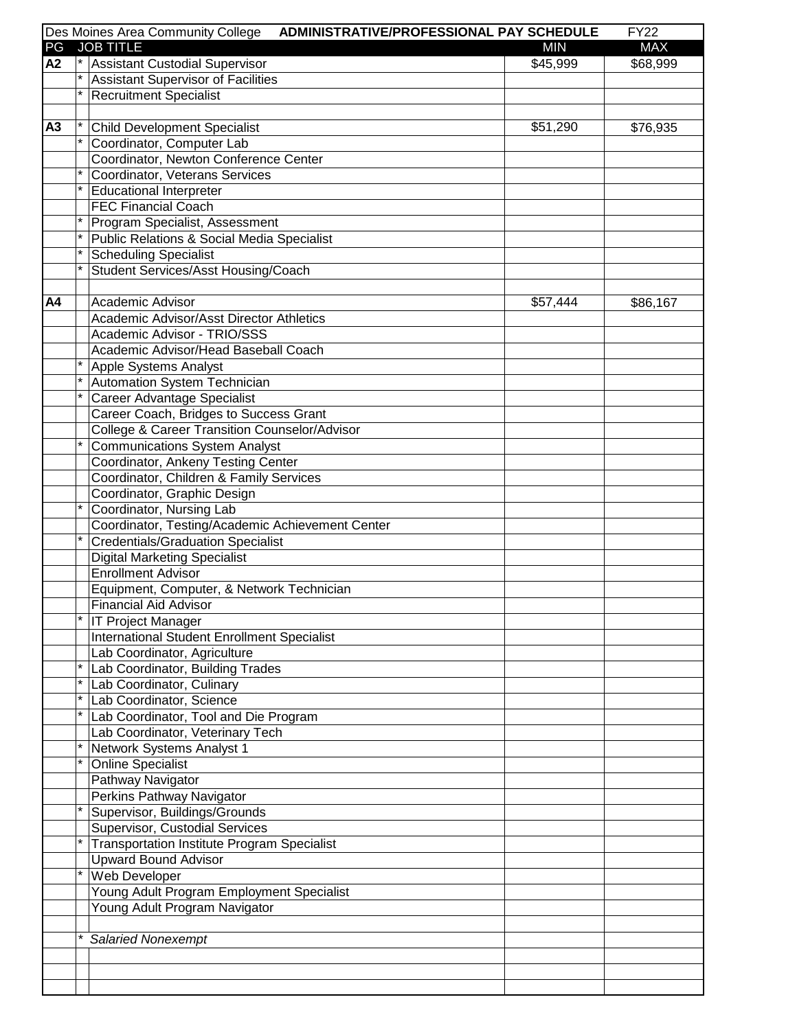| Des Moines Area Community College | | **ADMINISTRATIVE/PROFESSIONAL PAY SCHEDULE** | | FY22 |
|---|---|---|---|---|
| PG | | JOB TITLE | MIN | MAX |
| **A2** | * | Assistant Custodial Supervisor | $45,999 | $68,999 |
| | * | Assistant Supervisor of Facilities | | |
| | * | Recruitment Specialist | | |
| | | | | |
| **A3** | * | Child Development Specialist | $51,290 | $76,935 |
| | * | Coordinator, Computer Lab | | |
| | | Coordinator, Newton Conference Center | | |
| | * | Coordinator, Veterans Services | | |
| | * | Educational Interpreter | | |
| | | FEC Financial Coach | | |
| | * | Program Specialist, Assessment | | |
| | * | Public Relations & Social Media Specialist | | |
| | * | Scheduling Specialist | | |
| | * | Student Services/Asst Housing/Coach | | |
| | | | | |
| **A4** | | Academic Advisor | $57,444 | $86,167 |
| | | Academic Advisor/Asst Director Athletics | | |
| | | Academic Advisor - TRIO/SSS | | |
| | | Academic Advisor/Head Baseball Coach | | |
| | * | Apple Systems Analyst | | |
| | * | Automation System Technician | | |
| | * | Career Advantage Specialist | | |
| | | Career Coach, Bridges to Success Grant | | |
| | | College & Career Transition Counselor/Advisor | | |
| | * | Communications System Analyst | | |
| | | Coordinator, Ankeny Testing Center | | |
| | | Coordinator, Children & Family Services | | |
| | | Coordinator, Graphic Design | | |
| | * | Coordinator, Nursing Lab | | |
| | | Coordinator, Testing/Academic Achievement Center | | |
| | * | Credentials/Graduation Specialist | | |
| | | Digital Marketing Specialist | | |
| | | Enrollment Advisor | | |
| | | Equipment, Computer, & Network Technician | | |
| | | Financial Aid Advisor | | |
| | * | IT Project Manager | | |
| | | International Student Enrollment Specialist | | |
| | | Lab Coordinator, Agriculture | | |
| | * | Lab Coordinator, Building Trades | | |
| | * | Lab Coordinator, Culinary | | |
| | * | Lab Coordinator, Science | | |
| | * | Lab Coordinator, Tool and Die Program | | |
| | | Lab Coordinator, Veterinary Tech | | |
| | * | Network Systems Analyst 1 | | |
| | * | Online Specialist | | |
| | | Pathway Navigator | | |
| | | Perkins Pathway Navigator | | |
| | * | Supervisor, Buildings/Grounds | | |
| | | Supervisor, Custodial Services | | |
| | * | Transportation Institute Program Specialist | | |
| | | Upward Bound Advisor | | |
| | * | Web Developer | | |
| | | Young Adult Program Employment Specialist | | |
| | | Young Adult Program Navigator | | |
| | | | | |
| | * | *Salaried Nonexempt* | | |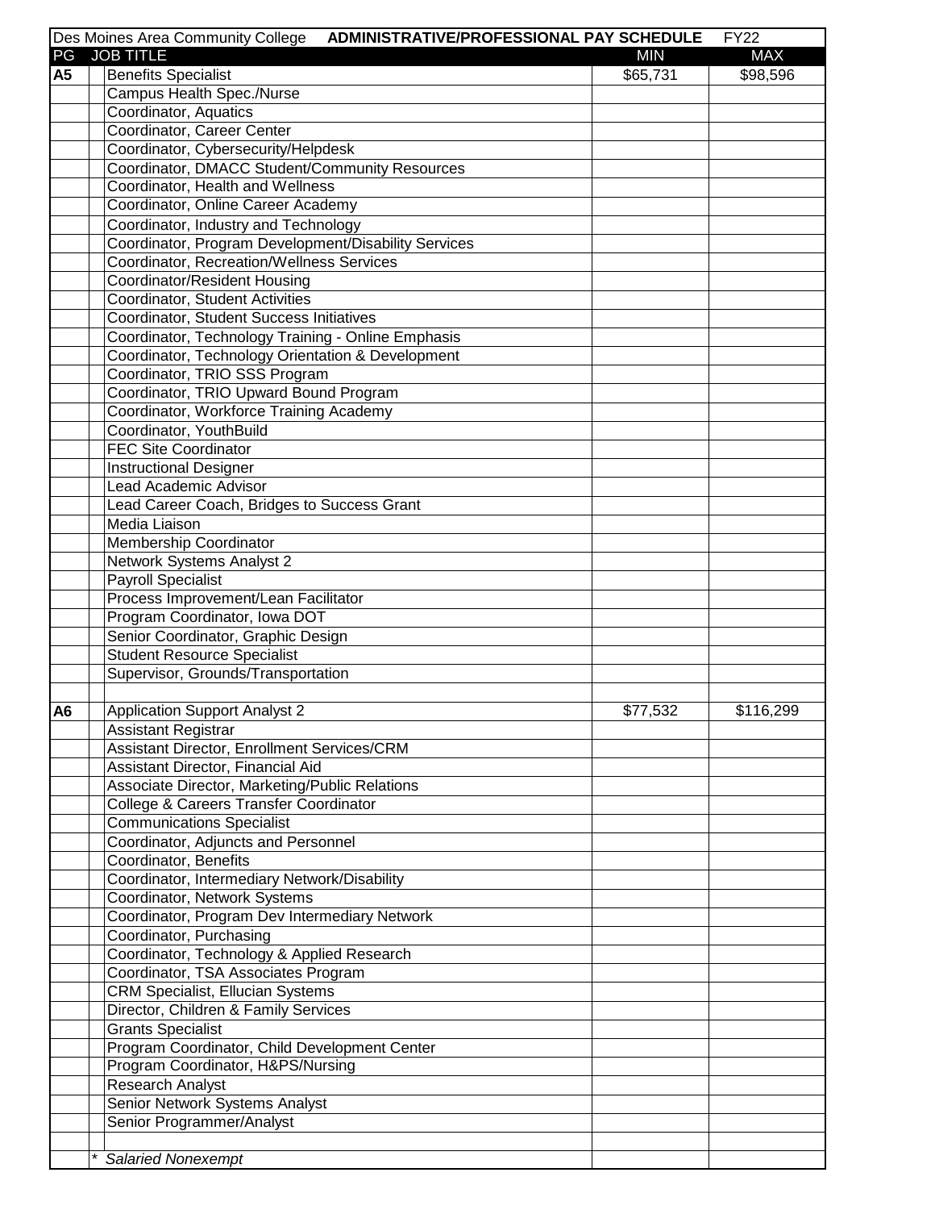| Des Moines Area Community College | **ADMINISTRATIVE/PROFESSIONAL PAY SCHEDULE** | | FY22 |
|---|---|---|---|
| PG | JOB TITLE | MIN | MAX |
| **A5** | Benefits Specialist | $65,731 | $98,596 |
| | Campus Health Spec./Nurse | | |
| | Coordinator, Aquatics | | |
| | Coordinator, Career Center | | |
| | Coordinator, Cybersecurity/Helpdesk | | |
| | Coordinator, DMACC Student/Community Resources | | |
| | Coordinator, Health and Wellness | | |
| | Coordinator, Online Career Academy | | |
| | Coordinator, Industry and Technology | | |
| | Coordinator, Program Development/Disability Services | | |
| | Coordinator, Recreation/Wellness Services | | |
| | Coordinator/Resident Housing | | |
| | Coordinator, Student Activities | | |
| | Coordinator, Student Success Initiatives | | |
| | Coordinator, Technology Training - Online Emphasis | | |
| | Coordinator, Technology Orientation & Development | | |
| | Coordinator, TRIO SSS Program | | |
| | Coordinator, TRIO Upward Bound Program | | |
| | Coordinator, Workforce Training Academy | | |
| | Coordinator, YouthBuild | | |
| | FEC Site Coordinator | | |
| | Instructional Designer | | |
| | Lead Academic Advisor | | |
| | Lead Career Coach, Bridges to Success Grant | | |
| | Media Liaison | | |
| | Membership Coordinator | | |
| | Network Systems Analyst 2 | | |
| | Payroll Specialist | | |
| | Process Improvement/Lean Facilitator | | |
| | Program Coordinator, Iowa DOT | | |
| | Senior Coordinator, Graphic Design | | |
| | Student Resource Specialist | | |
| | Supervisor, Grounds/Transportation | | |
| | | | |
| **A6** | Application Support Analyst 2 | $77,532 | $116,299 |
| | Assistant Registrar | | |
| | Assistant Director, Enrollment Services/CRM | | |
| | Assistant Director, Financial Aid | | |
| | Associate Director, Marketing/Public Relations | | |
| | College & Careers Transfer Coordinator | | |
| | Communications Specialist | | |
| | Coordinator, Adjuncts and Personnel | | |
| | Coordinator, Benefits | | |
| | Coordinator, Intermediary Network/Disability | | |
| | Coordinator, Network Systems | | |
| | Coordinator, Program Dev Intermediary Network | | |
| | Coordinator, Purchasing | | |
| | Coordinator, Technology & Applied Research | | |
| | Coordinator, TSA Associates Program | | |
| | CRM Specialist, Ellucian Systems | | |
| | Director, Children & Family Services | | |
| | Grants Specialist | | |
| | Program Coordinator, Child Development Center | | |
| | Program Coordinator, H&PS/Nursing | | |
| | Research Analyst | | |
| | Senior Network Systems Analyst | | |
| | Senior Programmer/Analyst | | |
| | | | |
| | * *Salaried Nonexempt* | | |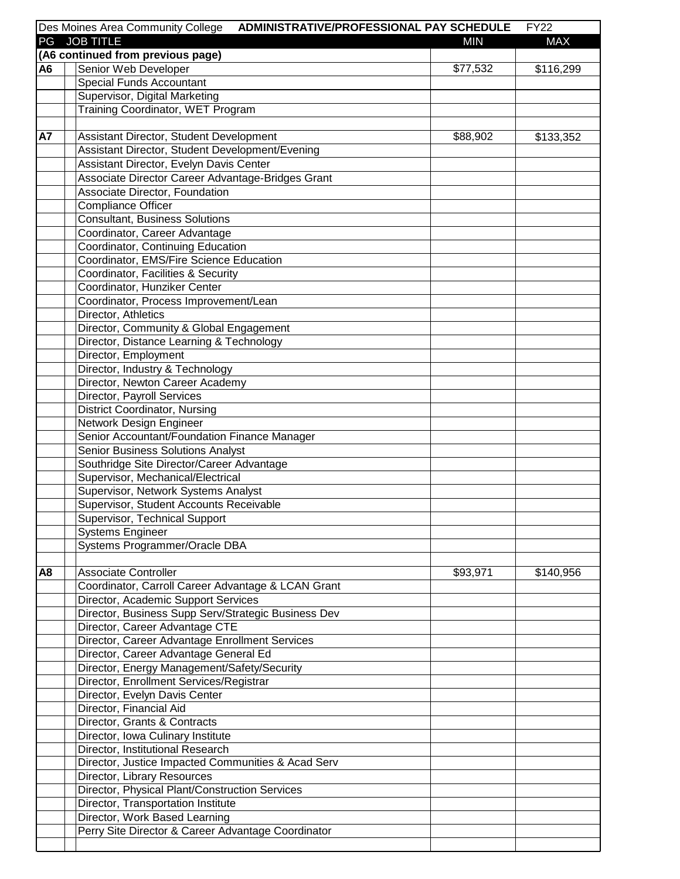| Des Moines Area Community College | **ADMINISTRATIVE/PROFESSIONAL PAY SCHEDULE** | | FY22 |
|---|---|---|---|
| PG | JOB TITLE | MIN | MAX |
| **(A6 continued from previous page)** | | | |
| **A6** | Senior Web Developer | $77,532 | $116,299 |
| | Special Funds Accountant | | |
| | Supervisor, Digital Marketing | | |
| | Training Coordinator, WET Program | | |
| | | | |
| **A7** | Assistant Director, Student Development | $88,902 | $133,352 |
| | Assistant Director, Student Development/Evening | | |
| | Assistant Director, Evelyn Davis Center | | |
| | Associate Director Career Advantage-Bridges Grant | | |
| | Associate Director, Foundation | | |
| | Compliance Officer | | |
| | Consultant, Business Solutions | | |
| | Coordinator, Career Advantage | | |
| | Coordinator, Continuing Education | | |
| | Coordinator, EMS/Fire Science Education | | |
| | Coordinator, Facilities & Security | | |
| | Coordinator, Hunziker Center | | |
| | Coordinator, Process Improvement/Lean | | |
| | Director, Athletics | | |
| | Director, Community & Global Engagement | | |
| | Director, Distance Learning & Technology | | |
| | Director, Employment | | |
| | Director, Industry & Technology | | |
| | Director, Newton Career Academy | | |
| | Director, Payroll Services | | |
| | District Coordinator, Nursing | | |
| | Network Design Engineer | | |
| | Senior Accountant/Foundation Finance Manager | | |
| | Senior Business Solutions Analyst | | |
| | Southridge Site Director/Career Advantage | | |
| | Supervisor, Mechanical/Electrical | | |
| | Supervisor, Network Systems Analyst | | |
| | Supervisor, Student Accounts Receivable | | |
| | Supervisor, Technical Support | | |
| | Systems Engineer | | |
| | Systems Programmer/Oracle DBA | | |
| | | | |
| **A8** | Associate Controller | $93,971 | $140,956 |
| | Coordinator, Carroll Career Advantage & LCAN Grant | | |
| | Director, Academic Support Services | | |
| | Director, Business Supp Serv/Strategic Business Dev | | |
| | Director, Career Advantage CTE | | |
| | Director, Career Advantage Enrollment Services | | |
| | Director, Career Advantage General Ed | | |
| | Director, Energy Management/Safety/Security | | |
| | Director, Enrollment Services/Registrar | | |
| | Director, Evelyn Davis Center | | |
| | Director, Financial Aid | | |
| | Director, Grants & Contracts | | |
| | Director, Iowa Culinary Institute | | |
| | Director, Institutional Research | | |
| | Director, Justice Impacted Communities & Acad Serv | | |
| | Director, Library Resources | | |
| | Director, Physical Plant/Construction Services | | |
| | Director, Transportation Institute | | |
| | Director, Work Based Learning | | |
| | Perry Site Director & Career Advantage Coordinator | | |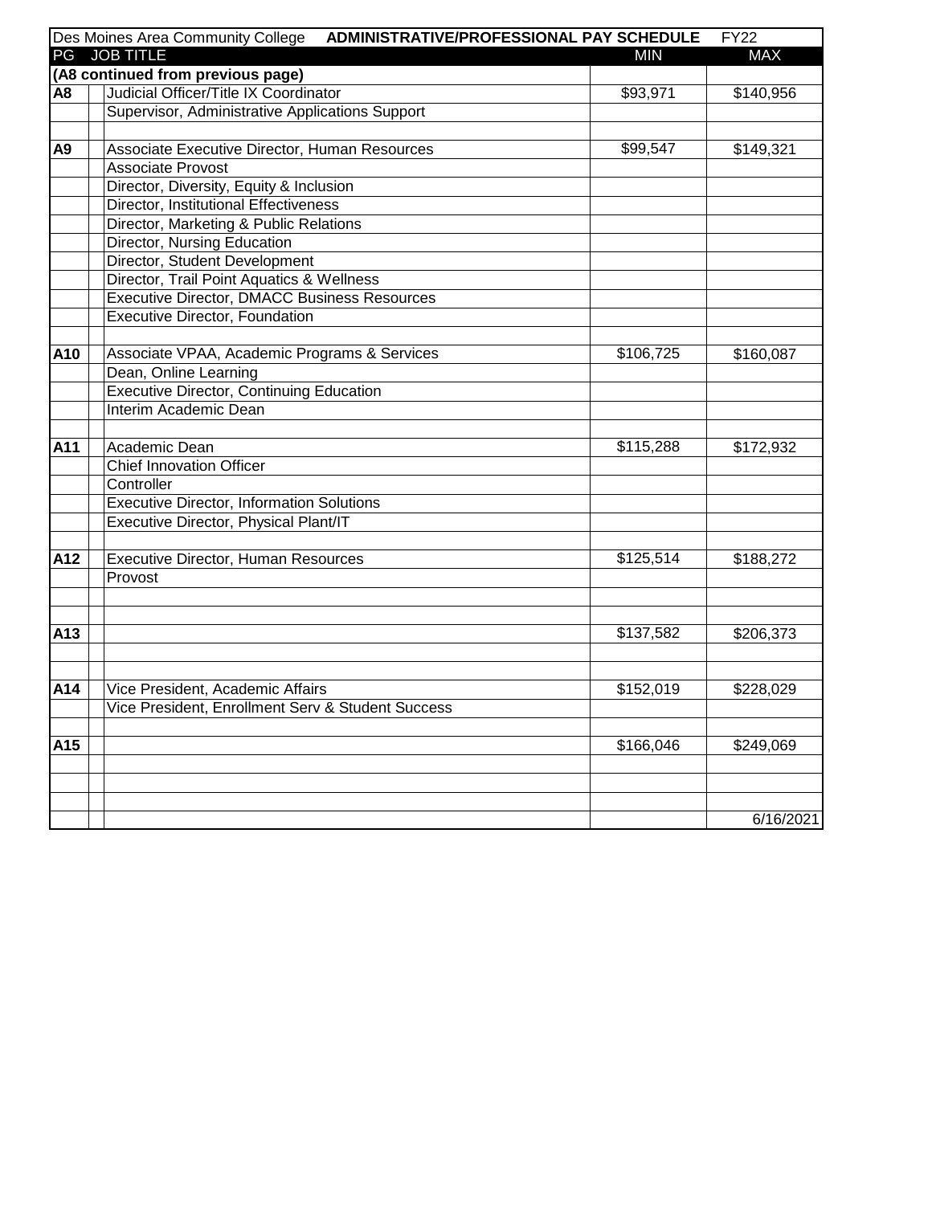Des Moines Area Community College **ADMINISTRATIVE/PROFESSIONAL PAY SCHEDULE** FY22

| PG | JOB TITLE | MIN | MAX |
|---|---|---|---|
| **(A8 continued from previous page)** | | | |
| **A8** | Judicial Officer/Title IX Coordinator | $93,971 | $140,956 |
| | Supervisor, Administrative Applications Support | | |
| | | | |
| **A9** | Associate Executive Director, Human Resources | $99,547 | $149,321 |
| | Associate Provost | | |
| | Director, Diversity, Equity & Inclusion | | |
| | Director, Institutional Effectiveness | | |
| | Director, Marketing & Public Relations | | |
| | Director, Nursing Education | | |
| | Director, Student Development | | |
| | Director, Trail Point Aquatics & Wellness | | |
| | Executive Director, DMACC Business Resources | | |
| | Executive Director, Foundation | | |
| | | | |
| **A10** | Associate VPAA, Academic Programs & Services | $106,725 | $160,087 |
| | Dean, Online Learning | | |
| | Executive Director, Continuing Education | | |
| | Interim Academic Dean | | |
| | | | |
| **A11** | Academic Dean | $115,288 | $172,932 |
| | Chief Innovation Officer | | |
| | Controller | | |
| | Executive Director, Information Solutions | | |
| | Executive Director, Physical Plant/IT | | |
| | | | |
| **A12** | Executive Director, Human Resources | $125,514 | $188,272 |
| | Provost | | |
| | | | |
| | | | |
| **A13** | | $137,582 | $206,373 |
| | | | |
| | | | |
| **A14** | Vice President, Academic Affairs | $152,019 | $228,029 |
| | Vice President, Enrollment Serv & Student Success | | |
| | | | |
| **A15** | | $166,046 | $249,069 |
| | | | |
| | | | |
| | | | |
| | | | 6/16/2021 |